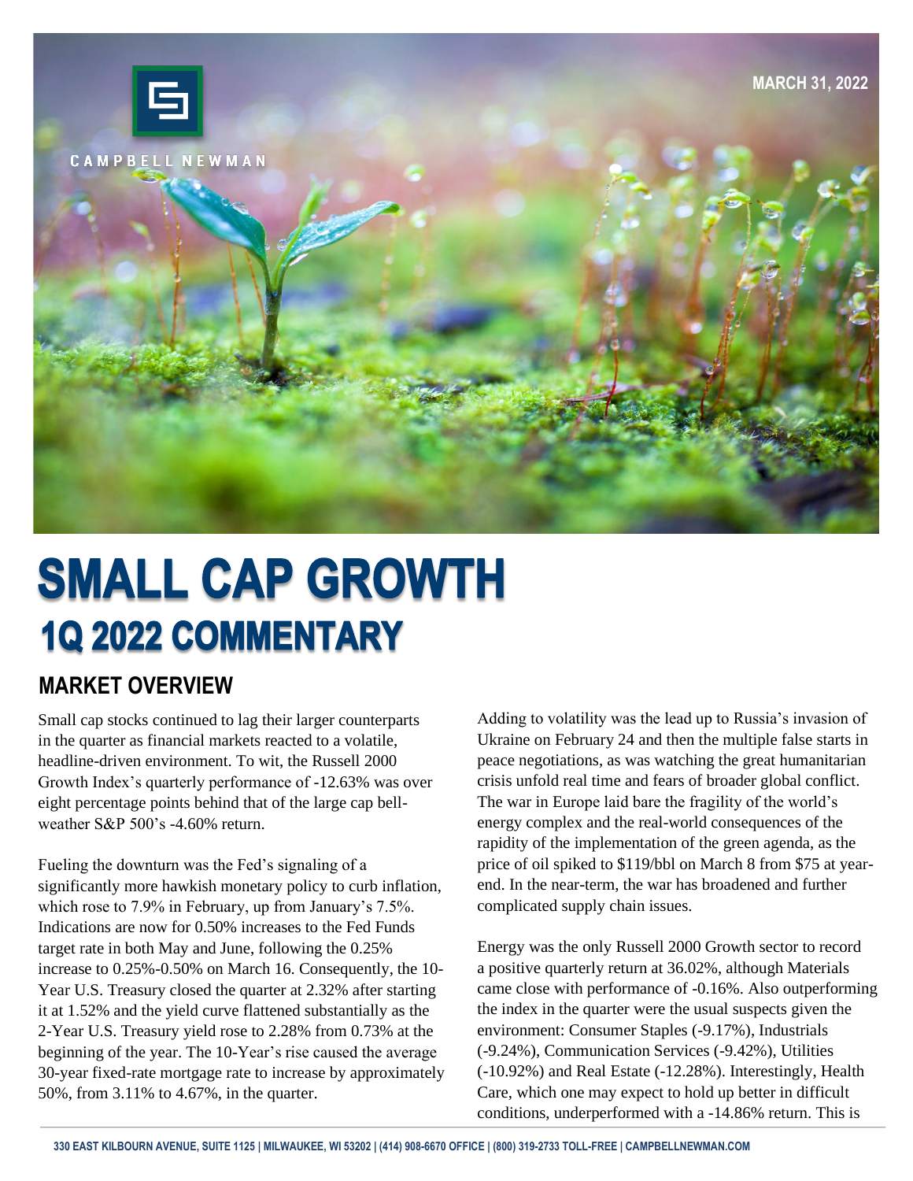CAMPBELL NEWMAN

MARCH 31, 2022

# SMALL CAP GROWTH
## 1Q 2022 COMMENTARY

### MARKET OVERVIEW

Small cap stocks continued to lag their larger counterparts in the quarter as financial markets reacted to a volatile, headline-driven environment. To wit, the Russell 2000 Growth Index's quarterly performance of -12.63% was over eight percentage points behind that of the large cap bell-weather S&P 500's -4.60% return.

Fueling the downturn was the Fed's signaling of a significantly more hawkish monetary policy to curb inflation, which rose to 7.9% in February, up from January's 7.5%. Indications are now for 0.50% increases to the Fed Funds target rate in both May and June, following the 0.25% increase to 0.25%-0.50% on March 16. Consequently, the 10-Year U.S. Treasury closed the quarter at 2.32% after starting it at 1.52% and the yield curve flattened substantially as the 2-Year U.S. Treasury yield rose to 2.28% from 0.73% at the beginning of the year. The 10-Year's rise caused the average 30-year fixed-rate mortgage rate to increase by approximately 50%, from 3.11% to 4.67%, in the quarter.

Adding to volatility was the lead up to Russia's invasion of Ukraine on February 24 and then the multiple false starts in peace negotiations, as was watching the great humanitarian crisis unfold real time and fears of broader global conflict. The war in Europe laid bare the fragility of the world's energy complex and the real-world consequences of the rapidity of the implementation of the green agenda, as the price of oil spiked to $119/bbl on March 8 from $75 at year-end. In the near-term, the war has broadened and further complicated supply chain issues.

Energy was the only Russell 2000 Growth sector to record a positive quarterly return at 36.02%, although Materials came close with performance of -0.16%. Also outperforming the index in the quarter were the usual suspects given the environment: Consumer Staples (-9.17%), Industrials (-9.24%), Communication Services (-9.42%), Utilities (-10.92%) and Real Estate (-12.28%). Interestingly, Health Care, which one may expect to hold up better in difficult conditions, underperformed with a -14.86% return. This is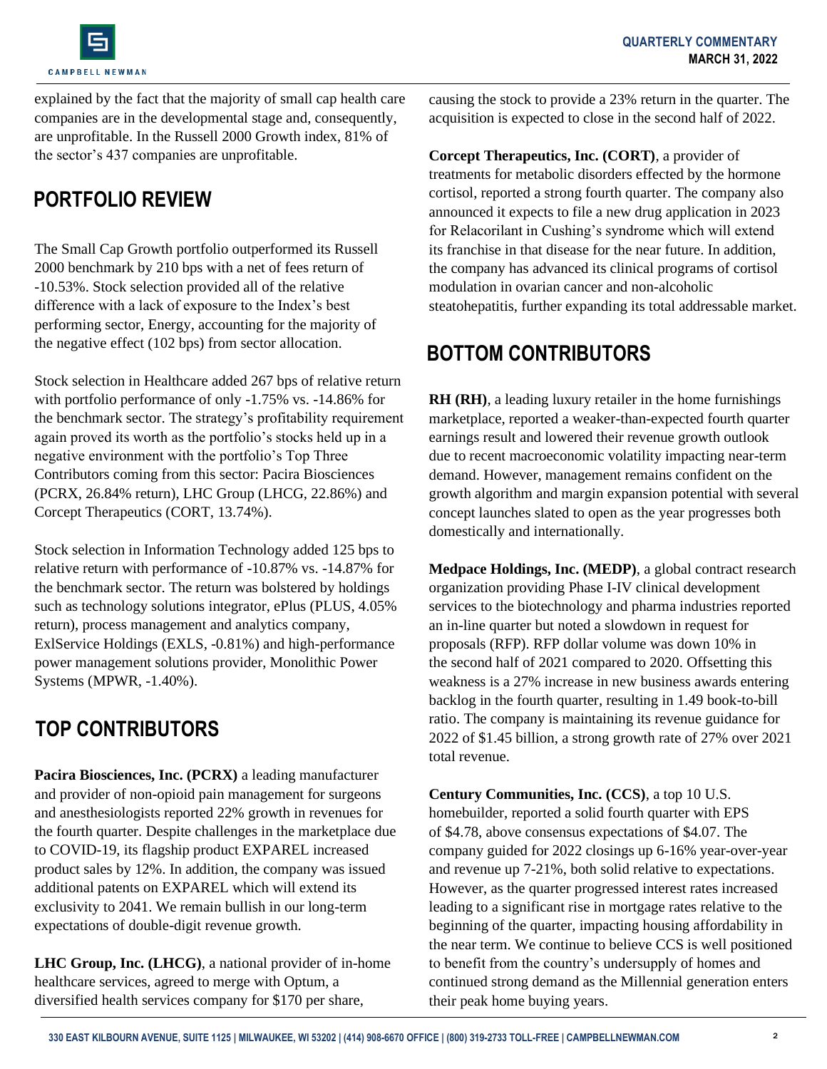explained by the fact that the majority of small cap health care companies are in the developmental stage and, consequently, are unprofitable. In the Russell 2000 Growth index, 81% of the sector's 437 companies are unprofitable.

## PORTFOLIO REVIEW

The Small Cap Growth portfolio outperformed its Russell 2000 benchmark by 210 bps with a net of fees return of -10.53%. Stock selection provided all of the relative difference with a lack of exposure to the Index's best performing sector, Energy, accounting for the majority of the negative effect (102 bps) from sector allocation.

Stock selection in Healthcare added 267 bps of relative return with portfolio performance of only -1.75% vs. -14.86% for the benchmark sector. The strategy's profitability requirement again proved its worth as the portfolio's stocks held up in a negative environment with the portfolio's Top Three Contributors coming from this sector: Pacira Biosciences (PCRX, 26.84% return), LHC Group (LHCG, 22.86%) and Corcept Therapeutics (CORT, 13.74%).

Stock selection in Information Technology added 125 bps to relative return with performance of -10.87% vs. -14.87% for the benchmark sector. The return was bolstered by holdings such as technology solutions integrator, ePlus (PLUS, 4.05% return), process management and analytics company, ExlService Holdings (EXLS, -0.81%) and high-performance power management solutions provider, Monolithic Power Systems (MPWR, -1.40%).

## TOP CONTRIBUTORS

**Pacira Biosciences, Inc. (PCRX)** a leading manufacturer and provider of non-opioid pain management for surgeons and anesthesiologists reported 22% growth in revenues for the fourth quarter. Despite challenges in the marketplace due to COVID-19, its flagship product EXPAREL increased product sales by 12%. In addition, the company was issued additional patents on EXPAREL which will extend its exclusivity to 2041. We remain bullish in our long-term expectations of double-digit revenue growth.

**LHC Group, Inc. (LHCG)**, a national provider of in-home healthcare services, agreed to merge with Optum, a diversified health services company for $170 per share, causing the stock to provide a 23% return in the quarter. The acquisition is expected to close in the second half of 2022.

**Corcept Therapeutics, Inc. (CORT)**, a provider of treatments for metabolic disorders effected by the hormone cortisol, reported a strong fourth quarter. The company also announced it expects to file a new drug application in 2023 for Relacorilant in Cushing's syndrome which will extend its franchise in that disease for the near future. In addition, the company has advanced its clinical programs of cortisol modulation in ovarian cancer and non-alcoholic steatohepatitis, further expanding its total addressable market.

## BOTTOM CONTRIBUTORS

**RH (RH)**, a leading luxury retailer in the home furnishings marketplace, reported a weaker-than-expected fourth quarter earnings result and lowered their revenue growth outlook due to recent macroeconomic volatility impacting near-term demand. However, management remains confident on the growth algorithm and margin expansion potential with several concept launches slated to open as the year progresses both domestically and internationally.

**Medpace Holdings, Inc. (MEDP)**, a global contract research organization providing Phase I-IV clinical development services to the biotechnology and pharma industries reported an in-line quarter but noted a slowdown in request for proposals (RFP). RFP dollar volume was down 10% in the second half of 2021 compared to 2020. Offsetting this weakness is a 27% increase in new business awards entering backlog in the fourth quarter, resulting in 1.49 book-to-bill ratio. The company is maintaining its revenue guidance for 2022 of $1.45 billion, a strong growth rate of 27% over 2021 total revenue.

**Century Communities, Inc. (CCS)**, a top 10 U.S. homebuilder, reported a solid fourth quarter with EPS of $4.78, above consensus expectations of $4.07. The company guided for 2022 closings up 6-16% year-over-year and revenue up 7-21%, both solid relative to expectations. However, as the quarter progressed interest rates increased leading to a significant rise in mortgage rates relative to the beginning of the quarter, impacting housing affordability in the near term. We continue to believe CCS is well positioned to benefit from the country's undersupply of homes and continued strong demand as the Millennial generation enters their peak home buying years.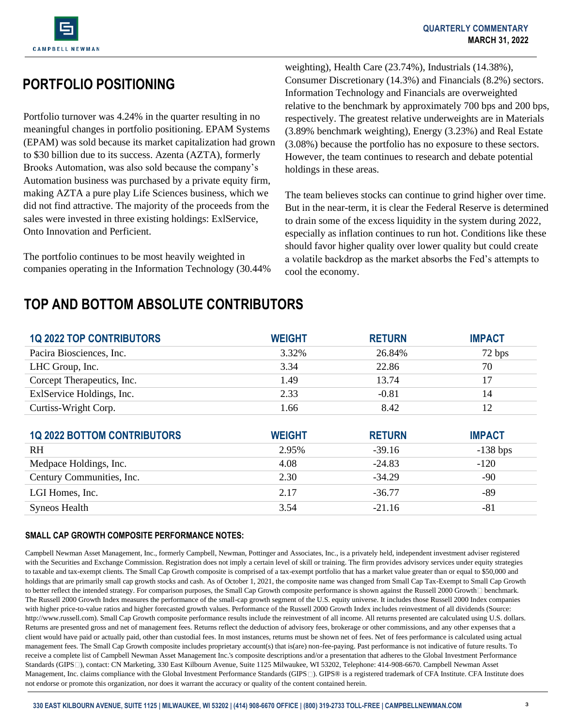## PORTFOLIO POSITIONING

Portfolio turnover was 4.24% in the quarter resulting in no meaningful changes in portfolio positioning. EPAM Systems (EPAM) was sold because its market capitalization had grown to $30 billion due to its success. Azenta (AZTA), formerly Brooks Automation, was also sold because the company's Automation business was purchased by a private equity firm, making AZTA a pure play Life Sciences business, which we did not find attractive. The majority of the proceeds from the sales were invested in three existing holdings: ExlService, Onto Innovation and Perficient.

The portfolio continues to be most heavily weighted in companies operating in the Information Technology (30.44% weighting), Health Care (23.74%), Industrials (14.38%), Consumer Discretionary (14.3%) and Financials (8.2%) sectors. Information Technology and Financials are overweighted relative to the benchmark by approximately 700 bps and 200 bps, respectively. The greatest relative underweights are in Materials (3.89% benchmark weighting), Energy (3.23%) and Real Estate (3.08%) because the portfolio has no exposure to these sectors. However, the team continues to research and debate potential holdings in these areas.

The team believes stocks can continue to grind higher over time. But in the near-term, it is clear the Federal Reserve is determined to drain some of the excess liquidity in the system during 2022, especially as inflation continues to run hot. Conditions like these should favor higher quality over lower quality but could create a volatile backdrop as the market absorbs the Fed's attempts to cool the economy.

## TOP AND BOTTOM ABSOLUTE CONTRIBUTORS

| 1Q 2022 TOP CONTRIBUTORS | WEIGHT | RETURN | IMPACT |
|---|---|---|---|
| Pacira Biosciences, Inc. | 3.32% | 26.84% | 72 bps |
| LHC Group, Inc. | 3.34 | 22.86 | 70 |
| Corcept Therapeutics, Inc. | 1.49 | 13.74 | 17 |
| ExlService Holdings, Inc. | 2.33 | -0.81 | 14 |
| Curtiss-Wright Corp. | 1.66 | 8.42 | 12 |

| 1Q 2022 BOTTOM CONTRIBUTORS | WEIGHT | RETURN | IMPACT |
|---|---|---|---|
| RH | 2.95% | -39.16 | -138 bps |
| Medpace Holdings, Inc. | 4.08 | -24.83 | -120 |
| Century Communities, Inc. | 2.30 | -34.29 | -90 |
| LGI Homes, Inc. | 2.17 | -36.77 | -89 |
| Syneos Health | 3.54 | -21.16 | -81 |

### SMALL CAP GROWTH COMPOSITE PERFORMANCE NOTES:

Campbell Newman Asset Management, Inc., formerly Campbell, Newman, Pottinger and Associates, Inc., is a privately held, independent investment adviser registered with the Securities and Exchange Commission. Registration does not imply a certain level of skill or training. The firm provides advisory services under equity strategies to taxable and tax-exempt clients. The Small Cap Growth composite is comprised of a tax-exempt portfolio that has a market value greater than or equal to $50,000 and holdings that are primarily small cap growth stocks and cash. As of October 1, 2021, the composite name was changed from Small Cap Tax-Exempt to Small Cap Growth to better reflect the intended strategy. For comparison purposes, the Small Cap Growth composite performance is shown against the Russell 2000 Growth□ benchmark. The Russell 2000 Growth Index measures the performance of the small-cap growth segment of the U.S. equity universe. It includes those Russell 2000 Index companies with higher price-to-value ratios and higher forecasted growth values. Performance of the Russell 2000 Growth Index includes reinvestment of all dividends (Source: http://www.russell.com). Small Cap Growth composite performance results include the reinvestment of all income. All returns presented are calculated using U.S. dollars. Returns are presented gross and net of management fees. Returns reflect the deduction of advisory fees, brokerage or other commissions, and any other expenses that a client would have paid or actually paid, other than custodial fees. In most instances, returns must be shown net of fees. Net of fees performance is calculated using actual management fees. The Small Cap Growth composite includes proprietary account(s) that is(are) non-fee-paying. Past performance is not indicative of future results. To receive a complete list of Campbell Newman Asset Management Inc.'s composite descriptions and/or a presentation that adheres to the Global Investment Performance Standards (GIPS□), contact: CN Marketing, 330 East Kilbourn Avenue, Suite 1125 Milwaukee, WI 53202, Telephone: 414-908-6670. Campbell Newman Asset Management, Inc. claims compliance with the Global Investment Performance Standards (GIPS□). GIPS® is a registered trademark of CFA Institute. CFA Institute does not endorse or promote this organization, nor does it warrant the accuracy or quality of the content contained herein.